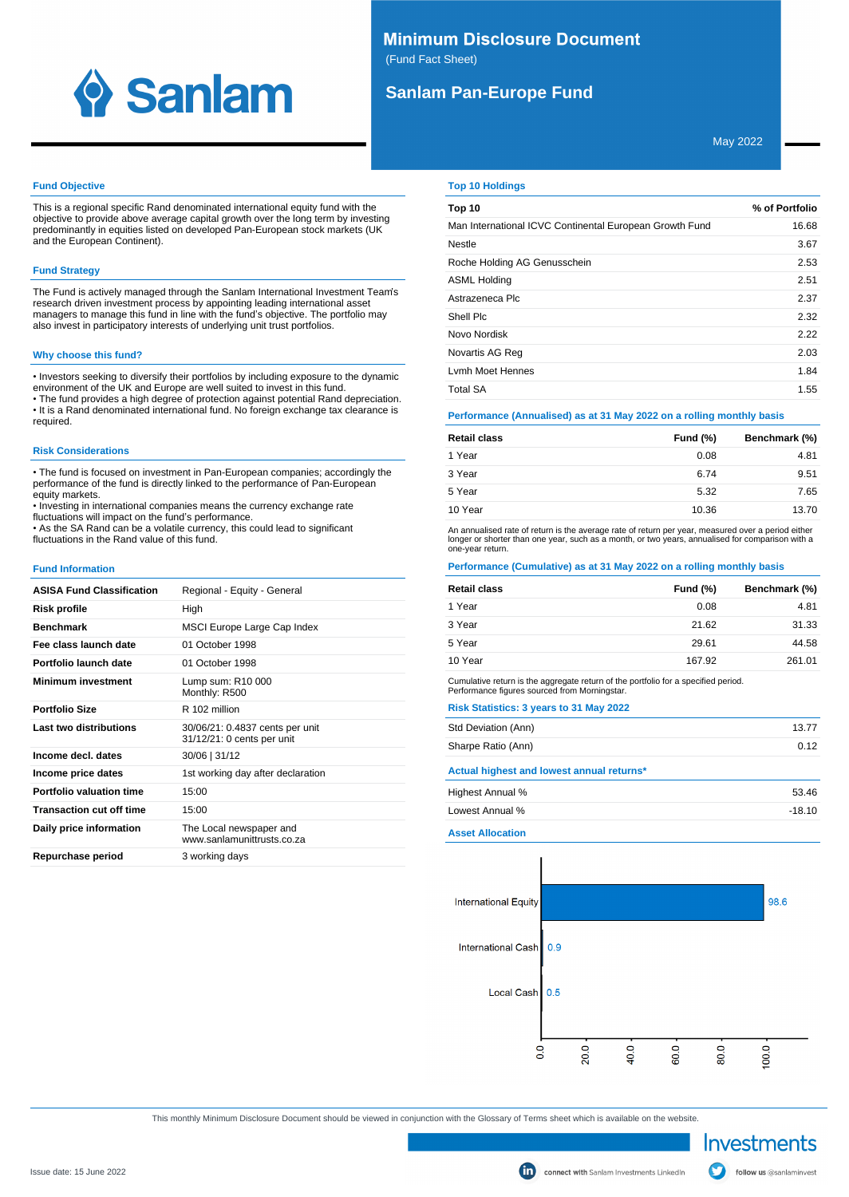# Minimum Disclosure Document

(Fund Fact Sheet)

## Sanlam Pan-Europe Fund

May 2022

### Fund Objective

This is a regional specific Rand denominated international equity fund with the objective to provide above average capital growth over the long term by investing predominantly in equities listed on developed Pan-European stock markets (UK and the European Continent).

### Fund Strategy

The Fund is actively managed through the Sanlam International Investment Team's research driven investment process by appointing leading international asset managers to manage this fund in line with the fund's objective. The portfolio may also invest in participatory interests of underlying unit trust portfolios.

### Why choose this fund?

- Investors seeking to diversify their portfolios by including exposure to the dynamic environment of the UK and Europe are well suited to invest in this fund.
- The fund provides a high degree of protection against potential Rand depreciation.
- It is a Rand denominated international fund. No foreign exchange tax clearance is required.

### Risk Considerations

- The fund is focused on investment in Pan-European companies; accordingly the performance of the fund is directly linked to the performance of Pan-European equity markets.
- Investing in international companies means the currency exchange rate fluctuations will impact on the fund's performance.
- As the SA Rand can be a volatile currency, this could lead to significant fluctuations in the Rand value of this fund.

### Fund Information

| | |
|---|---|
| **ASISA Fund Classification** | Regional - Equity - General |
| **Risk profile** | High |
| **Benchmark** | MSCI Europe Large Cap Index |
| **Fee class launch date** | 01 October 1998 |
| **Portfolio launch date** | 01 October 1998 |
| **Minimum investment** | Lump sum: R10 000<br>Monthly: R500 |
| **Portfolio Size** | R 102 million |
| **Last two distributions** | 30/06/21: 0.4837 cents per unit<br>31/12/21: 0 cents per unit |
| **Income decl. dates** | 30/06 \| 31/12 |
| **Income price dates** | 1st working day after declaration |
| **Portfolio valuation time** | 15:00 |
| **Transaction cut off time** | 15:00 |
| **Daily price information** | The Local newspaper and www.sanlamunittrusts.co.za |
| **Repurchase period** | 3 working days |

### Top 10 Holdings

| Top 10 | % of Portfolio |
|---|---|
| Man International ICVC Continental European Growth Fund | 16.68 |
| Nestle | 3.67 |
| Roche Holding AG Genusschein | 2.53 |
| ASML Holding | 2.51 |
| Astrazeneca Plc | 2.37 |
| Shell Plc | 2.32 |
| Novo Nordisk | 2.22 |
| Novartis AG Reg | 2.03 |
| Lvmh Moet Hennes | 1.84 |
| Total SA | 1.55 |

### Performance (Annualised) as at 31 May 2022 on a rolling monthly basis

| Retail class | Fund (%) | Benchmark (%) |
|---|---|---|
| 1 Year | 0.08 | 4.81 |
| 3 Year | 6.74 | 9.51 |
| 5 Year | 5.32 | 7.65 |
| 10 Year | 10.36 | 13.70 |

An annualised rate of return is the average rate of return per year, measured over a period either longer or shorter than one year, such as a month, or two years, annualised for comparison with a one-year return.

### Performance (Cumulative) as at 31 May 2022 on a rolling monthly basis

| Retail class | Fund (%) | Benchmark (%) |
|---|---|---|
| 1 Year | 0.08 | 4.81 |
| 3 Year | 21.62 | 31.33 |
| 5 Year | 29.61 | 44.58 |
| 10 Year | 167.92 | 261.01 |

Cumulative return is the aggregate return of the portfolio for a specified period.
Performance figures sourced from Morningstar.

### Risk Statistics: 3 years to 31 May 2022

| | |
|---|---|
| Std Deviation (Ann) | 13.77 |
| Sharpe Ratio (Ann) | 0.12 |

### Actual highest and lowest annual returns*

| | |
|---|---|
| Highest Annual % | 53.46 |
| Lowest Annual % | -18.10 |

### Asset Allocation

International Equity 98.6
International Cash 0.9
Local Cash 0.5

0.0 20.0 40.0 60.0 80.0 100.0

This monthly Minimum Disclosure Document should be viewed in conjunction with the Glossary of Terms sheet which is available on the website.

Issue date: 15 June 2022

Investments

connect with Sanlam Investments LinkedIn

follow us @sanlaminvest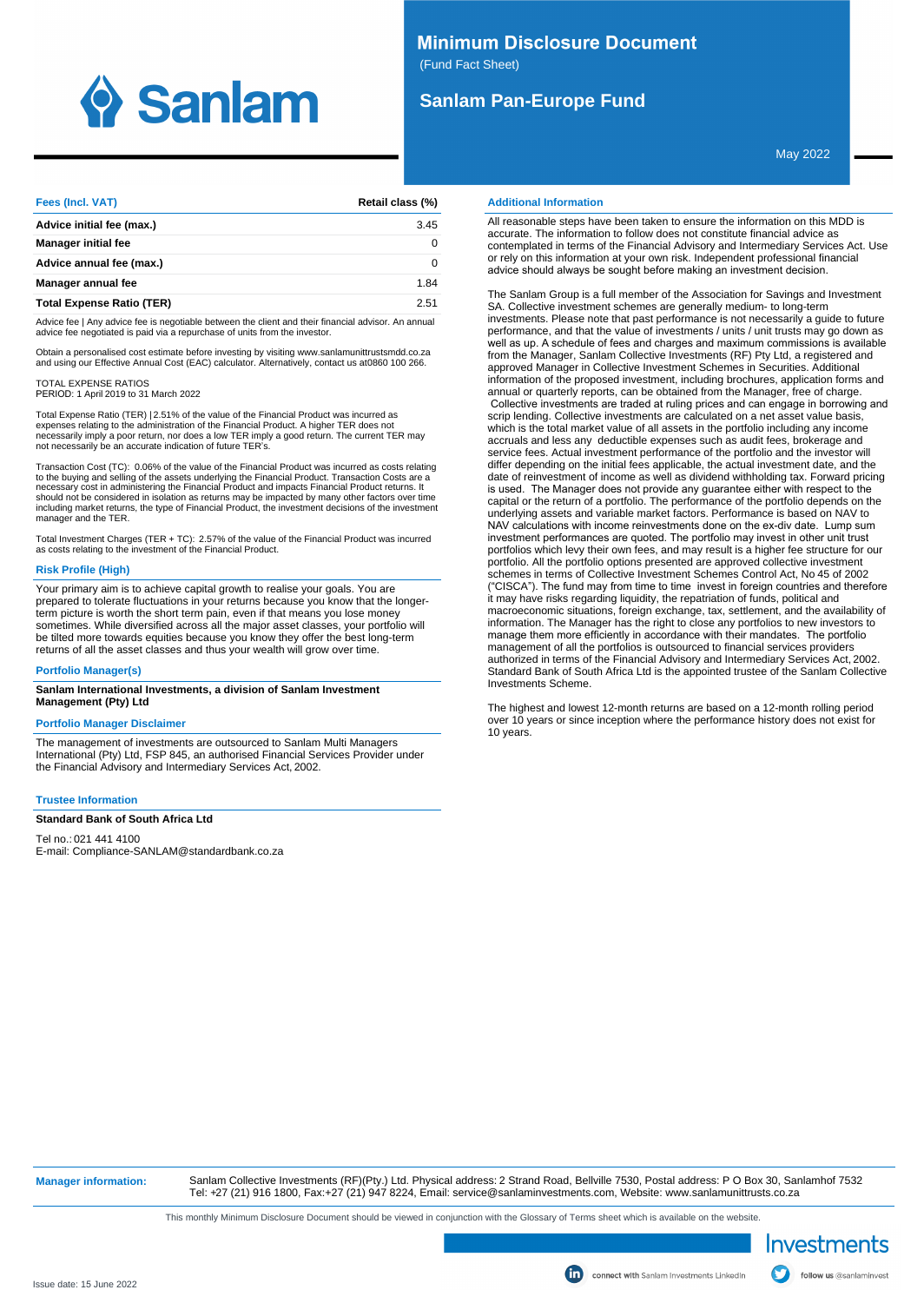# Minimum Disclosure Document

(Fund Fact Sheet)

## Sanlam Pan-Europe Fund

May 2022

### Fees (Incl. VAT)

| Fees (Incl. VAT) | Retail class (%) |
|---|---|
| **Advice initial fee (max.)** | 3.45 |
| **Manager initial fee** | 0 |
| **Advice annual fee (max.)** | 0 |
| **Manager annual fee** | 1.84 |
| **Total Expense Ratio (TER)** | 2.51 |

Advice fee | Any advice fee is negotiable between the client and their financial advisor. An annual advice fee negotiated is paid via a repurchase of units from the investor.

Obtain a personalised cost estimate before investing by visiting www.sanlamunittrustsmdd.co.za and using our Effective Annual Cost (EAC) calculator. Alternatively, contact us at0860 100 266.

TOTAL EXPENSE RATIOS
PERIOD: 1 April 2019 to 31 March 2022

Total Expense Ratio (TER) | 2.51% of the value of the Financial Product was incurred as expenses relating to the administration of the Financial Product. A higher TER does not necessarily imply a poor return, nor does a low TER imply a good return. The current TER may not necessarily be an accurate indication of future TER's.

Transaction Cost (TC): 0.06% of the value of the Financial Product was incurred as costs relating to the buying and selling of the assets underlying the Financial Product. Transaction Costs are a necessary cost in administering the Financial Product and impacts Financial Product returns. It should not be considered in isolation as returns may be impacted by many other factors over time including market returns, the type of Financial Product, the investment decisions of the investment manager and the TER.

Total Investment Charges (TER + TC): 2.57% of the value of the Financial Product was incurred as costs relating to the investment of the Financial Product.

### Risk Profile (High)

Your primary aim is to achieve capital growth to realise your goals. You are prepared to tolerate fluctuations in your returns because you know that the longer-term picture is worth the short term pain, even if that means you lose money sometimes. While diversified across all the major asset classes, your portfolio will be tilted more towards equities because you know they offer the best long-term returns of all the asset classes and thus your wealth will grow over time.

### Portfolio Manager(s)

**Sanlam International Investments, a division of Sanlam Investment Management (Pty) Ltd**

### Portfolio Manager Disclaimer

The management of investments are outsourced to Sanlam Multi Managers International (Pty) Ltd, FSP 845, an authorised Financial Services Provider under the Financial Advisory and Intermediary Services Act, 2002.

### Trustee Information

**Standard Bank of South Africa Ltd**

Tel no.: 021 441 4100
E-mail: Compliance-SANLAM@standardbank.co.za

### Additional Information

All reasonable steps have been taken to ensure the information on this MDD is accurate. The information to follow does not constitute financial advice as contemplated in terms of the Financial Advisory and Intermediary Services Act. Use or rely on this information at your own risk. Independent professional financial advice should always be sought before making an investment decision.

The Sanlam Group is a full member of the Association for Savings and Investment SA. Collective investment schemes are generally medium- to long-term investments. Please note that past performance is not necessarily a guide to future performance, and that the value of investments / units / unit trusts may go down as well as up. A schedule of fees and charges and maximum commissions is available from the Manager, Sanlam Collective Investments (RF) Pty Ltd, a registered and approved Manager in Collective Investment Schemes in Securities. Additional information of the proposed investment, including brochures, application forms and annual or quarterly reports, can be obtained from the Manager, free of charge. Collective investments are traded at ruling prices and can engage in borrowing and scrip lending. Collective investments are calculated on a net asset value basis, which is the total market value of all assets in the portfolio including any income accruals and less any deductible expenses such as audit fees, brokerage and service fees. Actual investment performance of the portfolio and the investor will differ depending on the initial fees applicable, the actual investment date, and the date of reinvestment of income as well as dividend withholding tax. Forward pricing is used. The Manager does not provide any guarantee either with respect to the capital or the return of a portfolio. The performance of the portfolio depends on the underlying assets and variable market factors. Performance is based on NAV to NAV calculations with income reinvestments done on the ex-div date. Lump sum investment performances are quoted. The portfolio may invest in other unit trust portfolios which levy their own fees, and may result is a higher fee structure for our portfolio. All the portfolio options presented are approved collective investment schemes in terms of Collective Investment Schemes Control Act, No 45 of 2002 ("CISCA"). The fund may from time to time invest in foreign countries and therefore it may have risks regarding liquidity, the repatriation of funds, political and macroeconomic situations, foreign exchange, tax, settlement, and the availability of information. The Manager has the right to close any portfolios to new investors to manage them more efficiently in accordance with their mandates. The portfolio management of all the portfolios is outsourced to financial services providers authorized in terms of the Financial Advisory and Intermediary Services Act, 2002. Standard Bank of South Africa Ltd is the appointed trustee of the Sanlam Collective Investments Scheme.

The highest and lowest 12-month returns are based on a 12-month rolling period over 10 years or since inception where the performance history does not exist for 10 years.

**Manager information:** Sanlam Collective Investments (RF)(Pty.) Ltd. Physical address: 2 Strand Road, Bellville 7530, Postal address: P O Box 30, Sanlamhof 7532 Tel: +27 (21) 916 1800, Fax:+27 (21) 947 8224, Email: service@sanlaminvestments.com, Website: www.sanlamunittrusts.co.za

This monthly Minimum Disclosure Document should be viewed in conjunction with the Glossary of Terms sheet which is available on the website.

Issue date: 15 June 2022